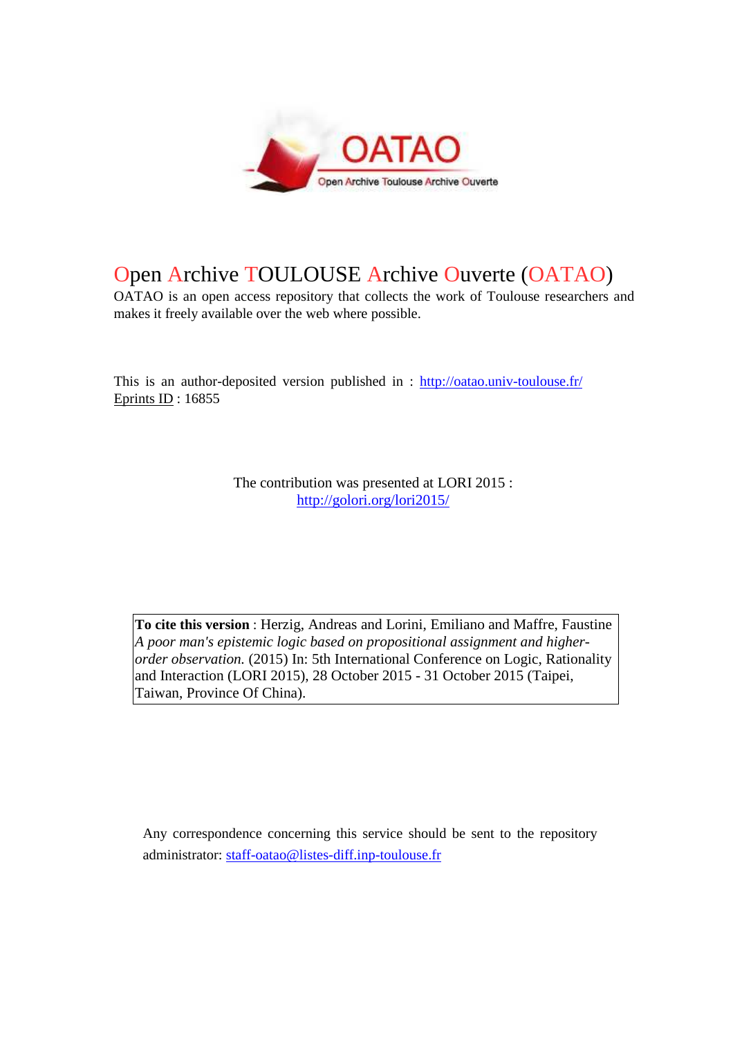# Open Archive TOULOUSE Archive Ouverte (OATAO)

OATAO is an open access repository that collects the work of Toulouse researchers and makes it freely available over the web where possible.

This is an author-deposited version published in : http://oatao.univ-toulouse.fr/
Eprints ID : 16855

The contribution was presented at LORI 2015 :
http://golori.org/lori2015/

**To cite this version** : Herzig, Andreas and Lorini, Emiliano and Maffre, Faustine *A poor man's epistemic logic based on propositional assignment and higher-order observation.* (2015) In: 5th International Conference on Logic, Rationality and Interaction (LORI 2015), 28 October 2015 - 31 October 2015 (Taipei, Taiwan, Province Of China).

Any correspondence concerning this service should be sent to the repository administrator: staff-oatao@listes-diff.inp-toulouse.fr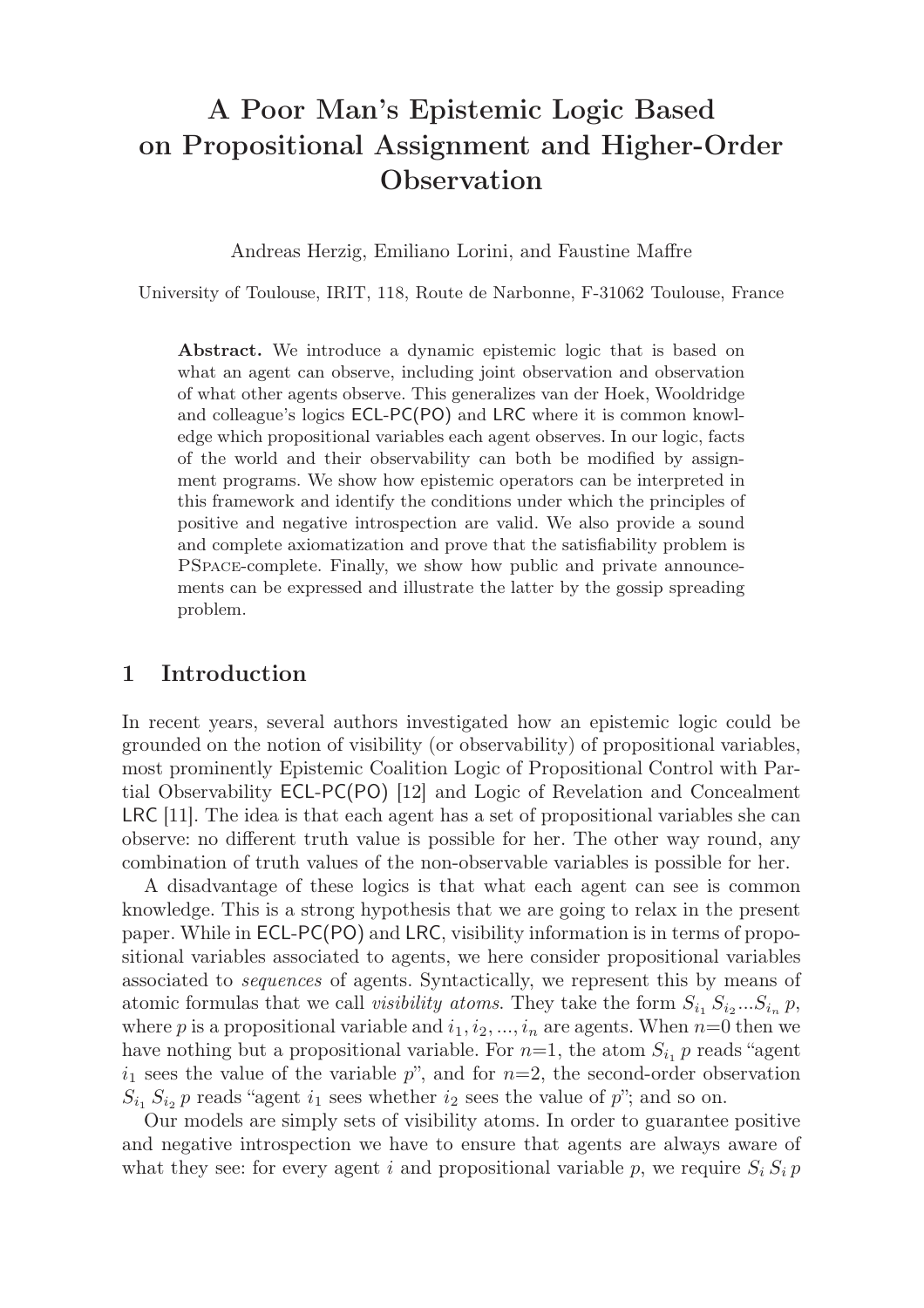# A Poor Man's Epistemic Logic Based on Propositional Assignment and Higher-Order Observation

Andreas Herzig, Emiliano Lorini, and Faustine Maffre

University of Toulouse, IRIT, 118, Route de Narbonne, F-31062 Toulouse, France

**Abstract.** We introduce a dynamic epistemic logic that is based on what an agent can observe, including joint observation and observation of what other agents observe. This generalizes van der Hoek, Wooldridge and colleague's logics ECL-PC(PO) and LRC where it is common knowledge which propositional variables each agent observes. In our logic, facts of the world and their observability can both be modified by assignment programs. We show how epistemic operators can be interpreted in this framework and identify the conditions under which the principles of positive and negative introspection are valid. We also provide a sound and complete axiomatization and prove that the satisfiability problem is PSPACE-complete. Finally, we show how public and private announcements can be expressed and illustrate the latter by the gossip spreading problem.

## 1 Introduction

In recent years, several authors investigated how an epistemic logic could be grounded on the notion of visibility (or observability) of propositional variables, most prominently Epistemic Coalition Logic of Propositional Control with Partial Observability ECL-PC(PO) [12] and Logic of Revelation and Concealment LRC [11]. The idea is that each agent has a set of propositional variables she can observe: no different truth value is possible for her. The other way round, any combination of truth values of the non-observable variables is possible for her.

A disadvantage of these logics is that what each agent can see is common knowledge. This is a strong hypothesis that we are going to relax in the present paper. While in ECL-PC(PO) and LRC, visibility information is in terms of propositional variables associated to agents, we here consider propositional variables associated to *sequences* of agents. Syntactically, we represent this by means of atomic formulas that we call *visibility atoms*. They take the form $S_{i_1} S_{i_2} ... S_{i_n} p$, where $p$ is a propositional variable and $i_1, i_2, ..., i_n$ are agents. When $n{=}0$ then we have nothing but a propositional variable. For $n{=}1$, the atom $S_{i_1} p$ reads "agent $i_1$ sees the value of the variable $p$", and for $n{=}2$, the second-order observation $S_{i_1} S_{i_2} p$ reads "agent $i_1$ sees whether $i_2$ sees the value of $p$"; and so on.

Our models are simply sets of visibility atoms. In order to guarantee positive and negative introspection we have to ensure that agents are always aware of what they see: for every agent $i$ and propositional variable $p$, we require $S_i S_i p$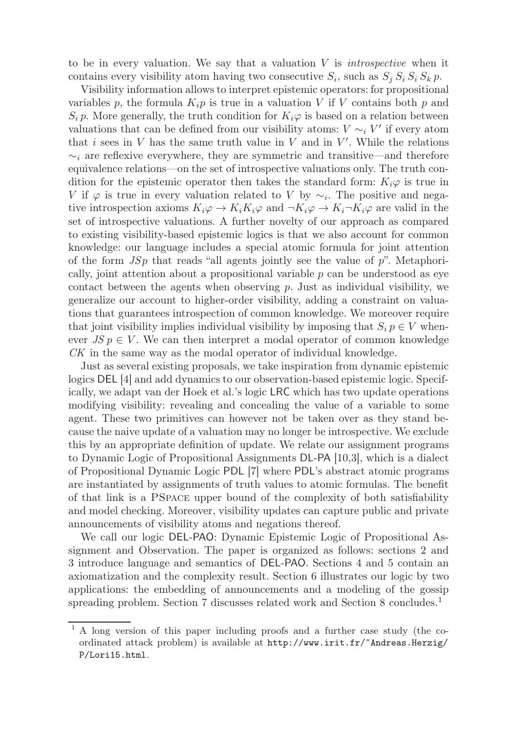to be in every valuation. We say that a valuation $V$ is *introspective* when it contains every visibility atom having two consecutive $S_i$, such as $S_j\, S_i\, S_i\, S_k\, p$.

Visibility information allows to interpret epistemic operators: for propositional variables $p$, the formula $K_i p$ is true in a valuation $V$ if $V$ contains both $p$ and $S_i\, p$. More generally, the truth condition for $K_i\varphi$ is based on a relation between valuations that can be defined from our visibility atoms: $V \sim_i V'$ if every atom that $i$ sees in $V$ has the same truth value in $V$ and in $V'$. While the relations $\sim_i$ are reflexive everywhere, they are symmetric and transitive—and therefore equivalence relations—on the set of introspective valuations only. The truth condition for the epistemic operator then takes the standard form: $K_i\varphi$ is true in $V$ if $\varphi$ is true in every valuation related to $V$ by $\sim_i$. The positive and negative introspection axioms $K_i\varphi \to K_iK_i\varphi$ and $\neg K_i\varphi \to K_i\neg K_i\varphi$ are valid in the set of introspective valuations. A further novelty of our approach as compared to existing visibility-based epistemic logics is that we also account for common knowledge: our language includes a special atomic formula for joint attention of the form $JSp$ that reads "all agents jointly see the value of $p$". Metaphorically, joint attention about a propositional variable $p$ can be understood as eye contact between the agents when observing $p$. Just as individual visibility, we generalize our account to higher-order visibility, adding a constraint on valuations that guarantees introspection of common knowledge. We moreover require that joint visibility implies individual visibility by imposing that $S_i\, p \in V$ whenever $JS\, p \in V$. We can then interpret a modal operator of common knowledge $CK$ in the same way as the modal operator of individual knowledge.

Just as several existing proposals, we take inspiration from dynamic epistemic logics DEL [4] and add dynamics to our observation-based epistemic logic. Specifically, we adapt van der Hoek et al.'s logic LRC which has two update operations modifying visibility: revealing and concealing the value of a variable to some agent. These two primitives can however not be taken over as they stand because the naive update of a valuation may no longer be introspective. We exclude this by an appropriate definition of update. We relate our assignment programs to Dynamic Logic of Propositional Assignments DL-PA [10,3], which is a dialect of Propositional Dynamic Logic PDL [7] where PDL's abstract atomic programs are instantiated by assignments of truth values to atomic formulas. The benefit of that link is a PSpace upper bound of the complexity of both satisfiability and model checking. Moreover, visibility updates can capture public and private announcements of visibility atoms and negations thereof.

We call our logic DEL-PAO: Dynamic Epistemic Logic of Propositional Assignment and Observation. The paper is organized as follows: sections 2 and 3 introduce language and semantics of DEL-PAO. Sections 4 and 5 contain an axiomatization and the complexity result. Section 6 illustrates our logic by two applications: the embedding of announcements and a modeling of the gossip spreading problem. Section 7 discusses related work and Section 8 concludes.[1]

[1] A long version of this paper including proofs and a further case study (the coordinated attack problem) is available at http://www.irit.fr/~Andreas.Herzig/P/Lori15.html.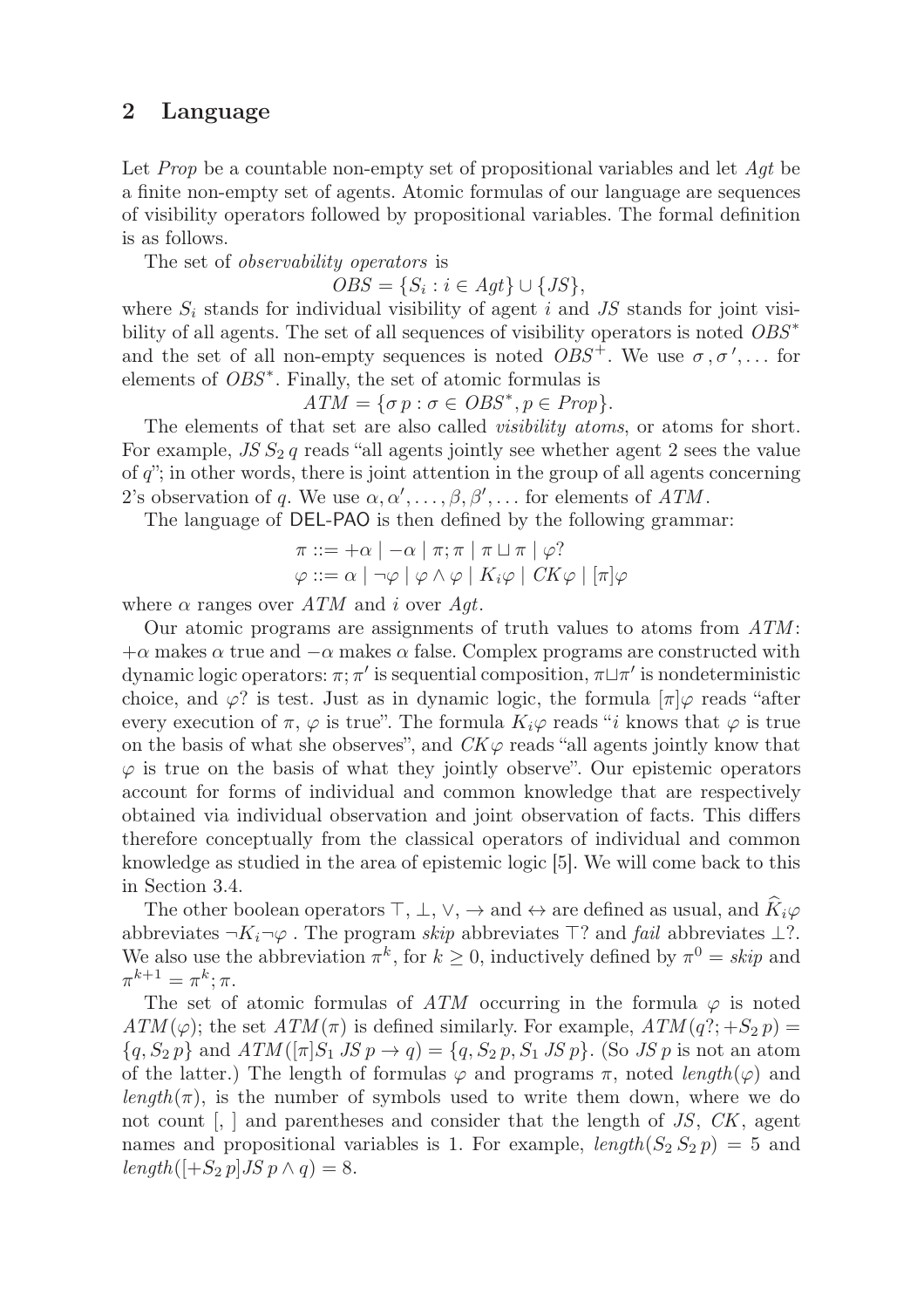## 2 Language

Let *Prop* be a countable non-empty set of propositional variables and let *Agt* be a finite non-empty set of agents. Atomic formulas of our language are sequences of visibility operators followed by propositional variables. The formal definition is as follows.

The set of *observability operators* is

$$OBS = \{S_i : i \in Agt\} \cup \{JS\},$$

where $S_i$ stands for individual visibility of agent $i$ and $JS$ stands for joint visibility of all agents. The set of all sequences of visibility operators is noted $OBS^*$ and the set of all non-empty sequences is noted $OBS^+$. We use $\sigma, \sigma', \ldots$ for elements of $OBS^*$. Finally, the set of atomic formulas is

$$ATM = \{\sigma\, p : \sigma \in OBS^*, p \in Prop\}.$$

The elements of that set are also called *visibility atoms*, or atoms for short. For example, $JS\, S_2\, q$ reads "all agents jointly see whether agent 2 sees the value of $q$"; in other words, there is joint attention in the group of all agents concerning 2's observation of $q$. We use $\alpha, \alpha', \ldots, \beta, \beta', \ldots$ for elements of $ATM$.

The language of DEL-PAO is then defined by the following grammar:

$$\pi ::= +\alpha \mid -\alpha \mid \pi;\pi \mid \pi \sqcup \pi \mid \varphi?$$
$$\varphi ::= \alpha \mid \neg\varphi \mid \varphi \wedge \varphi \mid K_i\varphi \mid CK\varphi \mid [\pi]\varphi$$

where $\alpha$ ranges over $ATM$ and $i$ over $Agt$.

Our atomic programs are assignments of truth values to atoms from $ATM$: $+\alpha$ makes $\alpha$ true and $-\alpha$ makes $\alpha$ false. Complex programs are constructed with dynamic logic operators: $\pi;\pi'$ is sequential composition, $\pi \sqcup \pi'$ is nondeterministic choice, and $\varphi?$ is test. Just as in dynamic logic, the formula $[\pi]\varphi$ reads "after every execution of $\pi$, $\varphi$ is true". The formula $K_i\varphi$ reads "$i$ knows that $\varphi$ is true on the basis of what she observes", and $CK\varphi$ reads "all agents jointly know that $\varphi$ is true on the basis of what they jointly observe". Our epistemic operators account for forms of individual and common knowledge that are respectively obtained via individual observation and joint observation of facts. This differs therefore conceptually from the classical operators of individual and common knowledge as studied in the area of epistemic logic [5]. We will come back to this in Section 3.4.

The other boolean operators $\top$, $\bot$, $\vee$, $\rightarrow$ and $\leftrightarrow$ are defined as usual, and $\widehat{K}_i\varphi$ abbreviates $\neg K_i \neg\varphi$ . The program *skip* abbreviates $\top?$ and *fail* abbreviates $\bot?$. We also use the abbreviation $\pi^k$, for $k \geq 0$, inductively defined by $\pi^0 = skip$ and $\pi^{k+1} = \pi^k;\pi$.

The set of atomic formulas of $ATM$ occurring in the formula $\varphi$ is noted $ATM(\varphi)$; the set $ATM(\pi)$ is defined similarly. For example, $ATM(q?;+S_2\, p) = \{q, S_2\, p\}$ and $ATM([\pi]S_1\, JS\, p \rightarrow q) = \{q, S_2\, p, S_1\, JS\, p\}$. (So $JS\, p$ is not an atom of the latter.) The length of formulas $\varphi$ and programs $\pi$, noted $length(\varphi)$ and $length(\pi)$, is the number of symbols used to write them down, where we do not count [, ] and parentheses and consider that the length of $JS$, $CK$, agent names and propositional variables is 1. For example, $length(S_2\, S_2\, p) = 5$ and $length([+S_2\, p]JS\, p \wedge q) = 8$.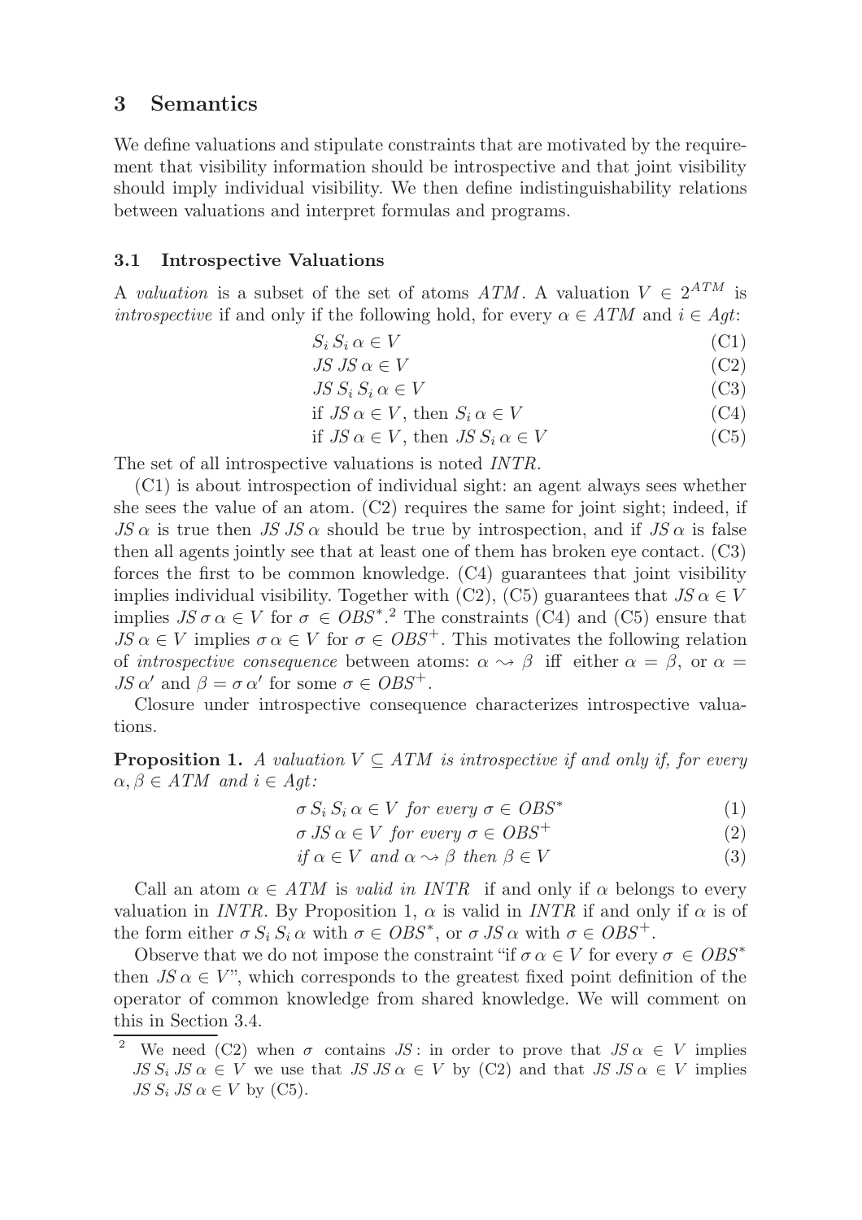## 3 Semantics

We define valuations and stipulate constraints that are motivated by the requirement that visibility information should be introspective and that joint visibility should imply individual visibility. We then define indistinguishability relations between valuations and interpret formulas and programs.

### 3.1 Introspective Valuations

A *valuation* is a subset of the set of atoms $ATM$. A valuation $V \in 2^{ATM}$ is *introspective* if and only if the following hold, for every $\alpha \in ATM$ and $i \in Agt$:

$$S_i\, S_i\, \alpha \in V \tag{C1}$$

$$JS\; JS\; \alpha \in V \tag{C2}$$

$$JS\; S_i\, S_i\, \alpha \in V \tag{C3}$$

$$\text{if } JS\, \alpha \in V, \text{ then } S_i\, \alpha \in V \tag{C4}$$

$$\text{if } JS\, \alpha \in V, \text{ then } JS\; S_i\, \alpha \in V \tag{C5}$$

The set of all introspective valuations is noted $INTR$.

(C1) is about introspection of individual sight: an agent always sees whether she sees the value of an atom. (C2) requires the same for joint sight; indeed, if $JS\, \alpha$ is true then $JS\; JS\, \alpha$ should be true by introspection, and if $JS\, \alpha$ is false then all agents jointly see that at least one of them has broken eye contact. (C3) forces the first to be common knowledge. (C4) guarantees that joint visibility implies individual visibility. Together with (C2), (C5) guarantees that $JS\, \alpha \in V$ implies $JS\, \sigma\, \alpha \in V$ for $\sigma \in OBS^*$.[2] The constraints (C4) and (C5) ensure that $JS\, \alpha \in V$ implies $\sigma\, \alpha \in V$ for $\sigma \in OBS^+$. This motivates the following relation of *introspective consequence* between atoms: $\alpha \rightsquigarrow \beta$ iff either $\alpha = \beta$, or $\alpha = JS\, \alpha'$ and $\beta = \sigma\, \alpha'$ for some $\sigma \in OBS^+$.

Closure under introspective consequence characterizes introspective valuations.

**Proposition 1.** *A valuation $V \subseteq ATM$ is introspective if and only if, for every $\alpha, \beta \in ATM$ and $i \in Agt$:*

$$\sigma\, S_i\, S_i\, \alpha \in V \textit{ for every } \sigma \in OBS^* \tag{1}$$

$$\sigma\, JS\, \alpha \in V \textit{ for every } \sigma \in OBS^+ \tag{2}$$

$$\textit{if } \alpha \in V \textit{ and } \alpha \rightsquigarrow \beta \textit{ then } \beta \in V \tag{3}$$

Call an atom $\alpha \in ATM$ is *valid in INTR* if and only if $\alpha$ belongs to every valuation in $INTR$. By Proposition 1, $\alpha$ is valid in $INTR$ if and only if $\alpha$ is of the form either $\sigma\, S_i\, S_i\, \alpha$ with $\sigma \in OBS^*$, or $\sigma\, JS\, \alpha$ with $\sigma \in OBS^+$.

Observe that we do not impose the constraint "if $\sigma\, \alpha \in V$ for every $\sigma \in OBS^*$ then $JS\, \alpha \in V$", which corresponds to the greatest fixed point definition of the operator of common knowledge from shared knowledge. We will comment on this in Section 3.4.

[2] We need (C2) when $\sigma$ contains $JS$: in order to prove that $JS\, \alpha \in V$ implies $JS\; S_i\; JS\, \alpha \in V$ we use that $JS\; JS\, \alpha \in V$ by (C2) and that $JS\; JS\, \alpha \in V$ implies $JS\; S_i\; JS\, \alpha \in V$ by (C5).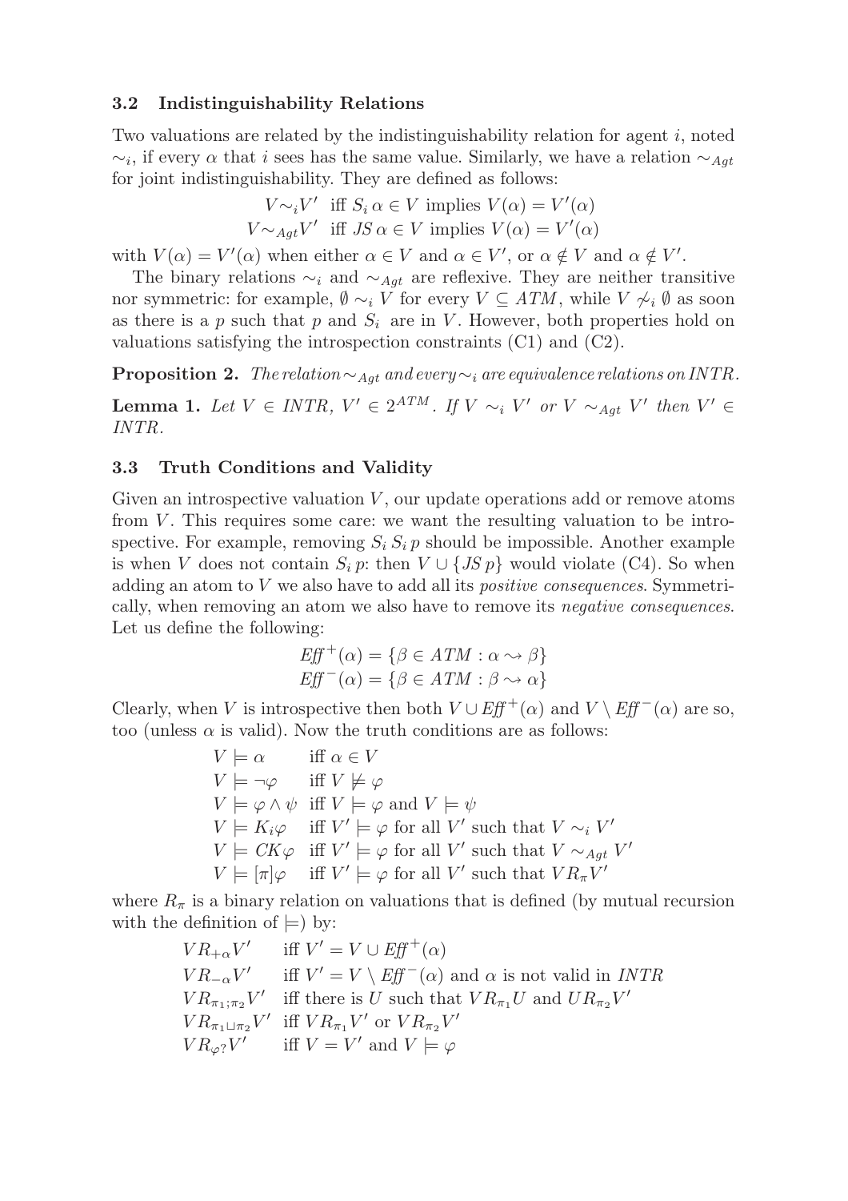### 3.2 Indistinguishability Relations

Two valuations are related by the indistinguishability relation for agent $i$, noted $\sim_i$, if every $\alpha$ that $i$ sees has the same value. Similarly, we have a relation $\sim_{Agt}$ for joint indistinguishability. They are defined as follows:

$$V \sim_i V' \text{ iff } S_i\,\alpha \in V \text{ implies } V(\alpha) = V'(\alpha)$$
$$V \sim_{Agt} V' \text{ iff } JS\,\alpha \in V \text{ implies } V(\alpha) = V'(\alpha)$$

with $V(\alpha) = V'(\alpha)$ when either $\alpha \in V$ and $\alpha \in V'$, or $\alpha \notin V$ and $\alpha \notin V'$.

The binary relations $\sim_i$ and $\sim_{Agt}$ are reflexive. They are neither transitive nor symmetric: for example, $\emptyset \sim_i V$ for every $V \subseteq ATM$, while $V \not\sim_i \emptyset$ as soon as there is a $p$ such that $p$ and $S_i$ are in $V$. However, both properties hold on valuations satisfying the introspection constraints (C1) and (C2).

**Proposition 2.** *The relation $\sim_{Agt}$ and every $\sim_i$ are equivalence relations on INTR.*

**Lemma 1.** *Let $V \in INTR$, $V' \in 2^{ATM}$. If $V \sim_i V'$ or $V \sim_{Agt} V'$ then $V' \in INTR$.*

### 3.3 Truth Conditions and Validity

Given an introspective valuation $V$, our update operations add or remove atoms from $V$. This requires some care: we want the resulting valuation to be introspective. For example, removing $S_i\,S_i\,p$ should be impossible. Another example is when $V$ does not contain $S_i\,p$: then $V \cup \{JS\,p\}$ would violate (C4). So when adding an atom to $V$ we also have to add all its *positive consequences*. Symmetrically, when removing an atom we also have to remove its *negative consequences*. Let us define the following:

$$Eff^+(\alpha) = \{\beta \in ATM : \alpha \rightsquigarrow \beta\}$$
$$Eff^-(\alpha) = \{\beta \in ATM : \beta \rightsquigarrow \alpha\}$$

Clearly, when $V$ is introspective then both $V \cup Eff^+(\alpha)$ and $V \setminus Eff^-(\alpha)$ are so, too (unless $\alpha$ is valid). Now the truth conditions are as follows:

$$V \models \alpha \quad \text{iff } \alpha \in V$$
$$V \models \neg\varphi \quad \text{iff } V \not\models \varphi$$
$$V \models \varphi \wedge \psi \quad \text{iff } V \models \varphi \text{ and } V \models \psi$$
$$V \models K_i\varphi \quad \text{iff } V' \models \varphi \text{ for all } V' \text{ such that } V \sim_i V'$$
$$V \models CK\varphi \quad \text{iff } V' \models \varphi \text{ for all } V' \text{ such that } V \sim_{Agt} V'$$
$$V \models [\pi]\varphi \quad \text{iff } V' \models \varphi \text{ for all } V' \text{ such that } V R_\pi V'$$

where $R_\pi$ is a binary relation on valuations that is defined (by mutual recursion with the definition of $\models$) by:

$$V R_{+\alpha} V' \quad \text{iff } V' = V \cup Eff^+(\alpha)$$
$$V R_{-\alpha} V' \quad \text{iff } V' = V \setminus Eff^-(\alpha) \text{ and } \alpha \text{ is not valid in } INTR$$
$$V R_{\pi_1;\pi_2} V' \quad \text{iff there is } U \text{ such that } V R_{\pi_1} U \text{ and } U R_{\pi_2} V'$$
$$V R_{\pi_1 \sqcup \pi_2} V' \quad \text{iff } V R_{\pi_1} V' \text{ or } V R_{\pi_2} V'$$
$$V R_{\varphi ?} V' \quad \text{iff } V = V' \text{ and } V \models \varphi$$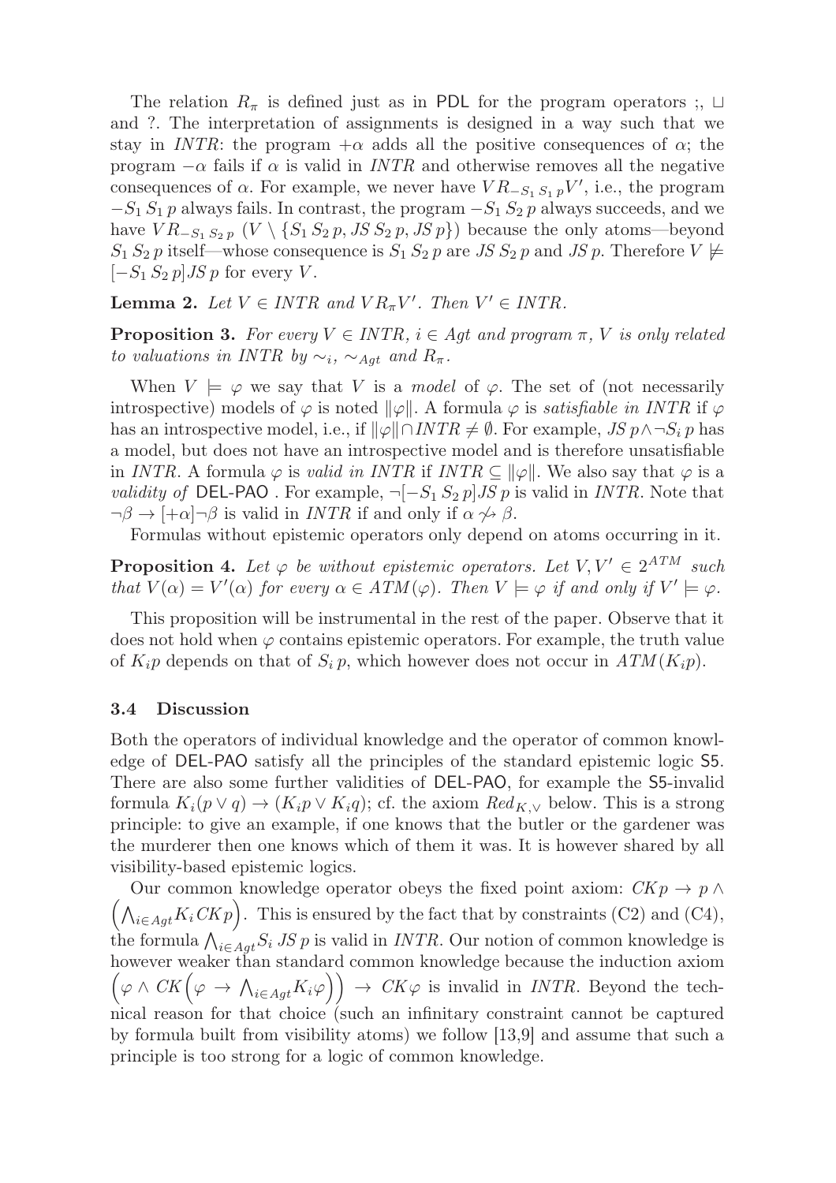The relation $R_\pi$ is defined just as in PDL for the program operators ;, $\sqcup$ and ?. The interpretation of assignments is designed in a way such that we stay in *INTR*: the program $+\alpha$ adds all the positive consequences of $\alpha$; the program $-\alpha$ fails if $\alpha$ is valid in *INTR* and otherwise removes all the negative consequences of $\alpha$. For example, we never have $V R_{-S_1\, S_1\, p} V'$, i.e., the program $-S_1\, S_1\, p$ always fails. In contrast, the program $-S_1\, S_2\, p$ always succeeds, and we have $V R_{-S_1\, S_2\, p}\ (V \setminus \{S_1\, S_2\, p, JS\, S_2\, p, JS\, p\})$ because the only atoms—beyond $S_1\, S_2\, p$ itself—whose consequence is $S_1\, S_2\, p$ are $JS\, S_2\, p$ and $JS\, p$. Therefore $V \not\models [-S_1\, S_2\, p] JS\, p$ for every $V$.

**Lemma 2.** *Let $V \in INTR$ and $V R_\pi V'$. Then $V' \in INTR$.*

**Proposition 3.** *For every $V \in INTR$, $i \in Agt$ and program $\pi$, $V$ is only related to valuations in INTR by $\sim_i$, $\sim_{Agt}$ and $R_\pi$.*

When $V \models \varphi$ we say that $V$ is a *model* of $\varphi$. The set of (not necessarily introspective) models of $\varphi$ is noted $\|\varphi\|$. A formula $\varphi$ is *satisfiable in INTR* if $\varphi$ has an introspective model, i.e., if $\|\varphi\| \cap INTR \neq \emptyset$. For example, $JS\, p \wedge \neg S_i\, p$ has a model, but does not have an introspective model and is therefore unsatisfiable in *INTR*. A formula $\varphi$ is *valid in INTR* if $INTR \subseteq \|\varphi\|$. We also say that $\varphi$ is a *validity of* DEL-PAO . For example, $\neg[-S_1\, S_2\, p] JS\, p$ is valid in *INTR*. Note that $\neg\beta \to [+\alpha]\neg\beta$ is valid in *INTR* if and only if $\alpha \not\rightsquigarrow \beta$.

Formulas without epistemic operators only depend on atoms occurring in it.

**Proposition 4.** *Let $\varphi$ be without epistemic operators. Let $V, V' \in 2^{ATM}$ such that $V(\alpha) = V'(\alpha)$ for every $\alpha \in ATM(\varphi)$. Then $V \models \varphi$ if and only if $V' \models \varphi$.*

This proposition will be instrumental in the rest of the paper. Observe that it does not hold when $\varphi$ contains epistemic operators. For example, the truth value of $K_i p$ depends on that of $S_i\, p$, which however does not occur in $ATM(K_i p)$.

### 3.4 Discussion

Both the operators of individual knowledge and the operator of common knowledge of DEL-PAO satisfy all the principles of the standard epistemic logic S5. There are also some further validities of DEL-PAO, for example the S5-invalid formula $K_i(p \vee q) \to (K_i p \vee K_i q)$; cf. the axiom $Red_{K,\vee}$ below. This is a strong principle: to give an example, if one knows that the butler or the gardener was the murderer then one knows which of them it was. It is however shared by all visibility-based epistemic logics.

Our common knowledge operator obeys the fixed point axiom: $CK p \to p \wedge \left(\bigwedge_{i\in Agt} K_i\, CK p\right)$. This is ensured by the fact that by constraints (C2) and (C4), the formula $\bigwedge_{i\in Agt} S_i\, JS\, p$ is valid in *INTR*. Our notion of common knowledge is however weaker than standard common knowledge because the induction axiom $\left(\varphi \wedge CK\left(\varphi \to \bigwedge_{i\in Agt} K_i \varphi\right)\right) \to CK\varphi$ is invalid in *INTR*. Beyond the technical reason for that choice (such an infinitary constraint cannot be captured by formula built from visibility atoms) we follow [13,9] and assume that such a principle is too strong for a logic of common knowledge.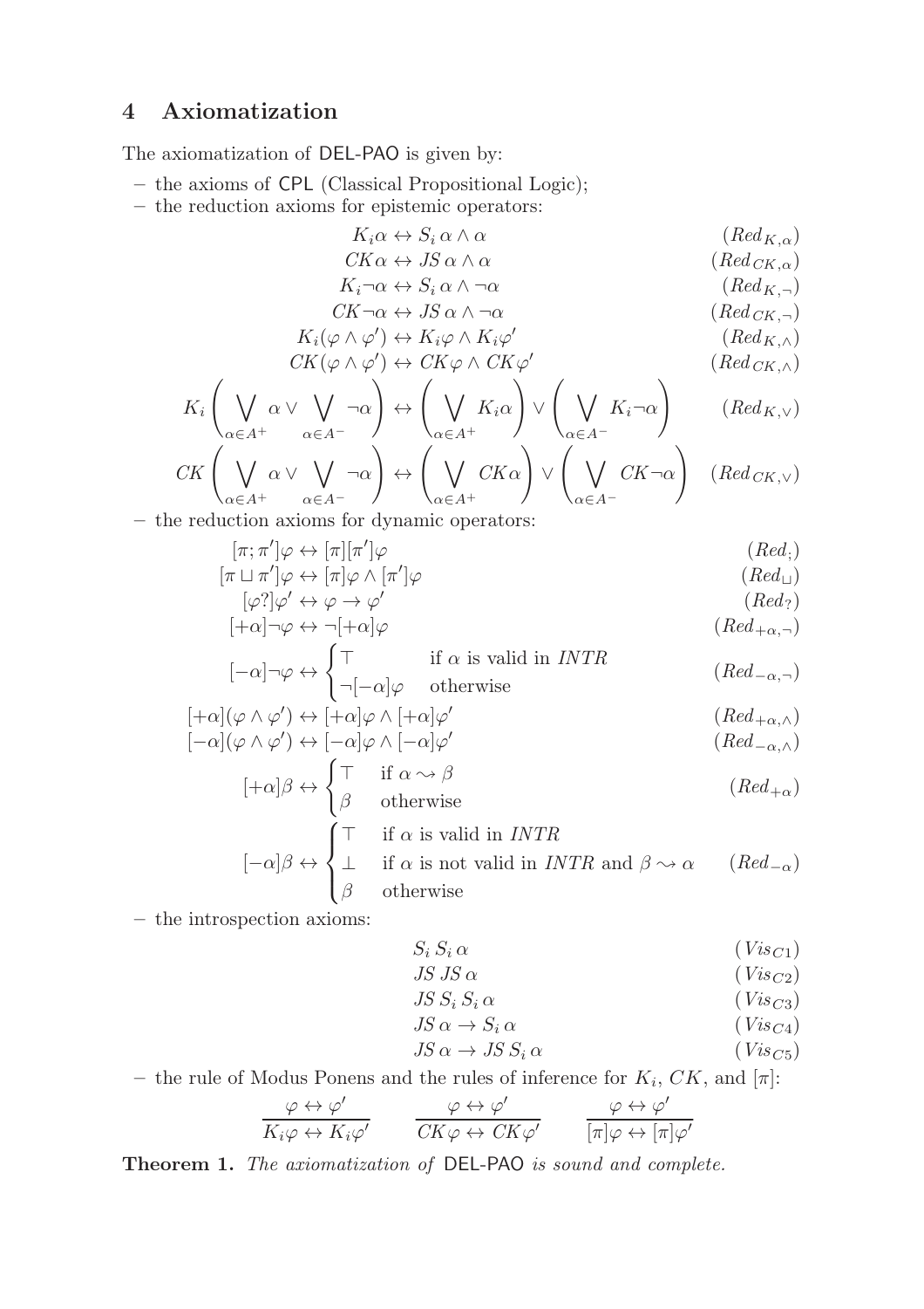## 4 Axiomatization

The axiomatization of DEL-PAO is given by:

- the axioms of CPL (Classical Propositional Logic);
- the reduction axioms for epistemic operators:

$$K_i\alpha \leftrightarrow S_i\,\alpha \wedge \alpha \qquad (Red_{K,\alpha})$$

$$CK\alpha \leftrightarrow JS\,\alpha \wedge \alpha \qquad (Red_{CK,\alpha})$$

$$K_i\neg\alpha \leftrightarrow S_i\,\alpha \wedge \neg\alpha \qquad (Red_{K,\neg})$$

$$CK\neg\alpha \leftrightarrow JS\,\alpha \wedge \neg\alpha \qquad (Red_{CK,\neg})$$

$$K_i(\varphi \wedge \varphi') \leftrightarrow K_i\varphi \wedge K_i\varphi' \qquad (Red_{K,\wedge})$$

$$CK(\varphi \wedge \varphi') \leftrightarrow CK\varphi \wedge CK\varphi' \qquad (Red_{CK,\wedge})$$

$$K_i\left(\bigvee_{\alpha\in A^+}\alpha \vee \bigvee_{\alpha\in A^-}\neg\alpha\right) \leftrightarrow \left(\bigvee_{\alpha\in A^+}K_i\alpha\right) \vee \left(\bigvee_{\alpha\in A^-}K_i\neg\alpha\right) \qquad (Red_{K,\vee})$$

$$CK\left(\bigvee_{\alpha\in A^+}\alpha \vee \bigvee_{\alpha\in A^-}\neg\alpha\right) \leftrightarrow \left(\bigvee_{\alpha\in A^+}CK\alpha\right) \vee \left(\bigvee_{\alpha\in A^-}CK\neg\alpha\right) \qquad (Red_{CK,\vee})$$

- the reduction axioms for dynamic operators:

$$[\pi;\pi']\varphi \leftrightarrow [\pi][\pi']\varphi \qquad (Red_{;})$$

$$[\pi \sqcup \pi']\varphi \leftrightarrow [\pi]\varphi \wedge [\pi']\varphi \qquad (Red_{\sqcup})$$

$$[\varphi?]\varphi' \leftrightarrow \varphi \rightarrow \varphi' \qquad (Red_{?})$$

$$[+\alpha]\neg\varphi \leftrightarrow \neg[+\alpha]\varphi \qquad (Red_{+\alpha,\neg})$$

$$[-\alpha]\neg\varphi \leftrightarrow \begin{cases} \top & \text{if } \alpha \text{ is valid in } INTR \\ \neg[-\alpha]\varphi & \text{otherwise} \end{cases} \qquad (Red_{-\alpha,\neg})$$

$$[+\alpha](\varphi \wedge \varphi') \leftrightarrow [+\alpha]\varphi \wedge [+\alpha]\varphi' \qquad (Red_{+\alpha,\wedge})$$

$$[-\alpha](\varphi \wedge \varphi') \leftrightarrow [-\alpha]\varphi \wedge [-\alpha]\varphi' \qquad (Red_{-\alpha,\wedge})$$

$$[+\alpha]\beta \leftrightarrow \begin{cases} \top & \text{if } \alpha \rightsquigarrow \beta \\ \beta & \text{otherwise} \end{cases} \qquad (Red_{+\alpha})$$

$$[-\alpha]\beta \leftrightarrow \begin{cases} \top & \text{if } \alpha \text{ is valid in } INTR \\ \bot & \text{if } \alpha \text{ is not valid in } INTR \text{ and } \beta \rightsquigarrow \alpha \\ \beta & \text{otherwise} \end{cases} \qquad (Red_{-\alpha})$$

- the introspection axioms:

$$S_i\,S_i\,\alpha \qquad (Vis_{C1})$$

$$JS\,JS\,\alpha \qquad (Vis_{C2})$$

$$JS\,S_i\,S_i\,\alpha \qquad (Vis_{C3})$$

$$JS\,\alpha \rightarrow S_i\,\alpha \qquad (Vis_{C4})$$

$$JS\,\alpha \rightarrow JS\,S_i\,\alpha \qquad (Vis_{C5})$$

- the rule of Modus Ponens and the rules of inference for $K_i$, $CK$, and $[\pi]$:

$$\frac{\varphi \leftrightarrow \varphi'}{K_i\varphi \leftrightarrow K_i\varphi'} \qquad \frac{\varphi \leftrightarrow \varphi'}{CK\varphi \leftrightarrow CK\varphi'} \qquad \frac{\varphi \leftrightarrow \varphi'}{[\pi]\varphi \leftrightarrow [\pi]\varphi'}$$

**Theorem 1.** *The axiomatization of* DEL-PAO *is sound and complete.*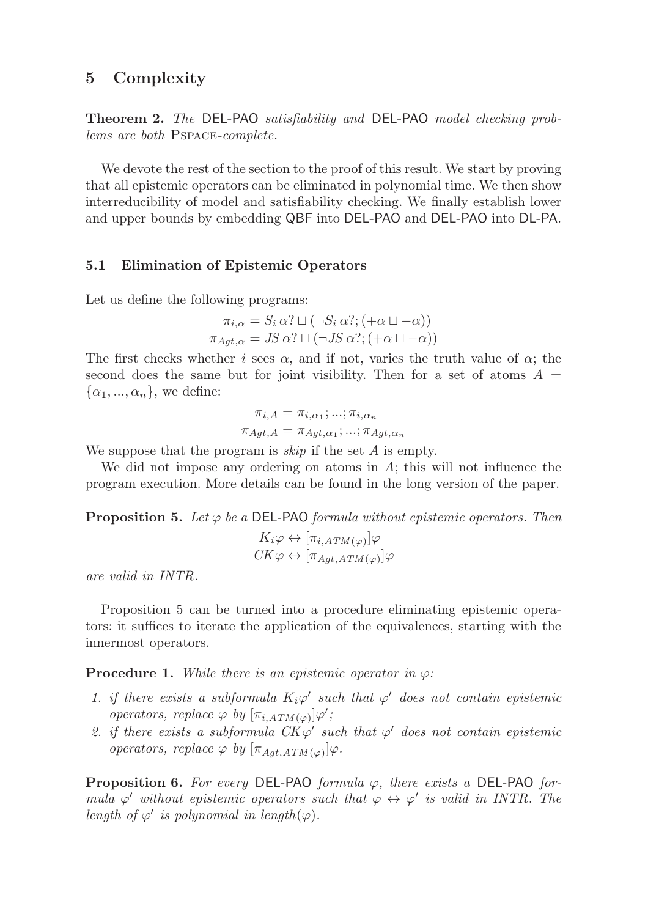## 5 Complexity

**Theorem 2.** *The* DEL-PAO *satisfiability and* DEL-PAO *model checking problems are both* PSPACE*-complete.*

We devote the rest of the section to the proof of this result. We start by proving that all epistemic operators can be eliminated in polynomial time. We then show interreducibility of model and satisfiability checking. We finally establish lower and upper bounds by embedding QBF into DEL-PAO and DEL-PAO into DL-PA.

### 5.1 Elimination of Epistemic Operators

Let us define the following programs:

$$\pi_{i,\alpha} = S_i\, \alpha? \sqcup (\neg S_i\, \alpha?; (+\alpha \sqcup -\alpha))$$
$$\pi_{Agt,\alpha} = JS\, \alpha? \sqcup (\neg JS\, \alpha?; (+\alpha \sqcup -\alpha))$$

The first checks whether $i$ sees $\alpha$, and if not, varies the truth value of $\alpha$; the second does the same but for joint visibility. Then for a set of atoms $A = \{\alpha_1, ..., \alpha_n\}$, we define:

$$\pi_{i,A} = \pi_{i,\alpha_1}; ...; \pi_{i,\alpha_n}$$
$$\pi_{Agt,A} = \pi_{Agt,\alpha_1}; ...; \pi_{Agt,\alpha_n}$$

We suppose that the program is *skip* if the set $A$ is empty.

We did not impose any ordering on atoms in $A$; this will not influence the program execution. More details can be found in the long version of the paper.

**Proposition 5.** *Let $\varphi$ be a* DEL-PAO *formula without epistemic operators. Then*

$$K_i\varphi \leftrightarrow [\pi_{i,ATM(\varphi)}]\varphi$$
$$CK\varphi \leftrightarrow [\pi_{Agt,ATM(\varphi)}]\varphi$$

*are valid in INTR.*

Proposition 5 can be turned into a procedure eliminating epistemic operators: it suffices to iterate the application of the equivalences, starting with the innermost operators.

**Procedure 1.** *While there is an epistemic operator in $\varphi$:*

1. *if there exists a subformula $K_i\varphi'$ such that $\varphi'$ does not contain epistemic operators, replace $\varphi$ by $[\pi_{i,ATM(\varphi)}]\varphi'$;*
2. *if there exists a subformula $CK\varphi'$ such that $\varphi'$ does not contain epistemic operators, replace $\varphi$ by $[\pi_{Agt,ATM(\varphi)}]\varphi$.*

**Proposition 6.** *For every* DEL-PAO *formula $\varphi$, there exists a* DEL-PAO *formula $\varphi'$ without epistemic operators such that $\varphi \leftrightarrow \varphi'$ is valid in INTR. The length of $\varphi'$ is polynomial in length$(\varphi)$.*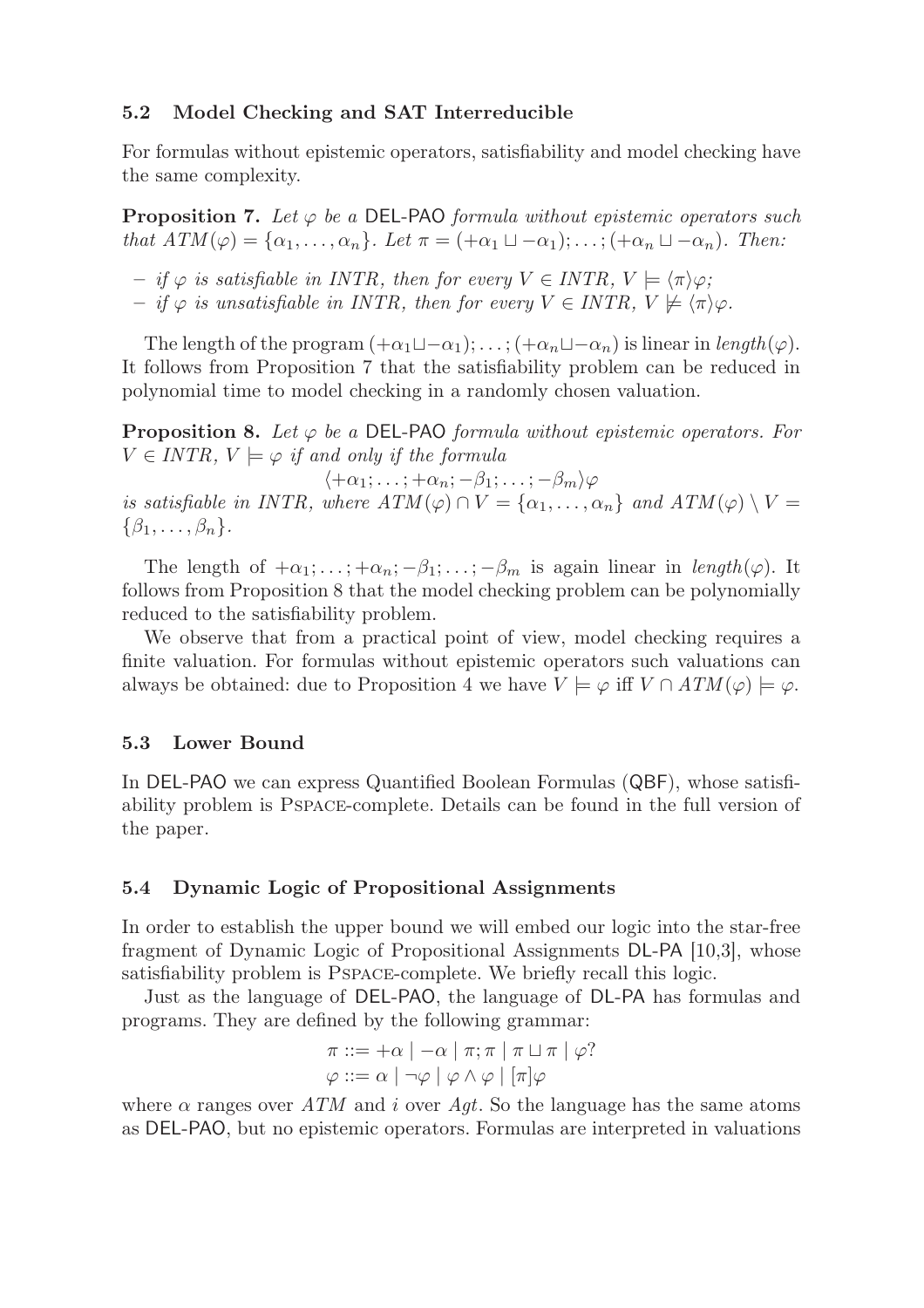### 5.2 Model Checking and SAT Interreducible

For formulas without epistemic operators, satisfiability and model checking have the same complexity.

**Proposition 7.** *Let $\varphi$ be a* DEL-PAO *formula without epistemic operators such that $ATM(\varphi) = \{\alpha_1, \ldots, \alpha_n\}$. Let $\pi = (+\alpha_1 \sqcup -\alpha_1); \ldots; (+\alpha_n \sqcup -\alpha_n)$. Then:*

- *if $\varphi$ is satisfiable in INTR, then for every $V \in INTR$, $V \models \langle\pi\rangle\varphi$;*
- *if $\varphi$ is unsatisfiable in INTR, then for every $V \in INTR$, $V \not\models \langle\pi\rangle\varphi$.*

The length of the program $(+\alpha_1 \sqcup -\alpha_1); \ldots; (+\alpha_n \sqcup -\alpha_n)$ is linear in $length(\varphi)$. It follows from Proposition 7 that the satisfiability problem can be reduced in polynomial time to model checking in a randomly chosen valuation.

**Proposition 8.** *Let $\varphi$ be a* DEL-PAO *formula without epistemic operators. For $V \in INTR$, $V \models \varphi$ if and only if the formula*

$$\langle +\alpha_1; \ldots; +\alpha_n; -\beta_1; \ldots; -\beta_m\rangle\varphi$$

*is satisfiable in INTR, where $ATM(\varphi) \cap V = \{\alpha_1, \ldots, \alpha_n\}$ and $ATM(\varphi) \setminus V = \{\beta_1, \ldots, \beta_n\}$.*

The length of $+\alpha_1; \ldots; +\alpha_n; -\beta_1; \ldots; -\beta_m$ is again linear in $length(\varphi)$. It follows from Proposition 8 that the model checking problem can be polynomially reduced to the satisfiability problem.

We observe that from a practical point of view, model checking requires a finite valuation. For formulas without epistemic operators such valuations can always be obtained: due to Proposition 4 we have $V \models \varphi$ iff $V \cap ATM(\varphi) \models \varphi$.

### 5.3 Lower Bound

In DEL-PAO we can express Quantified Boolean Formulas (QBF), whose satisfiability problem is PSPACE-complete. Details can be found in the full version of the paper.

### 5.4 Dynamic Logic of Propositional Assignments

In order to establish the upper bound we will embed our logic into the star-free fragment of Dynamic Logic of Propositional Assignments DL-PA [10,3], whose satisfiability problem is PSPACE-complete. We briefly recall this logic.

Just as the language of DEL-PAO, the language of DL-PA has formulas and programs. They are defined by the following grammar:

$$\pi ::= +\alpha \mid -\alpha \mid \pi;\pi \mid \pi \sqcup \pi \mid \varphi?$$
$$\varphi ::= \alpha \mid \neg\varphi \mid \varphi \wedge \varphi \mid [\pi]\varphi$$

where $\alpha$ ranges over $ATM$ and $i$ over $Agt$. So the language has the same atoms as DEL-PAO, but no epistemic operators. Formulas are interpreted in valuations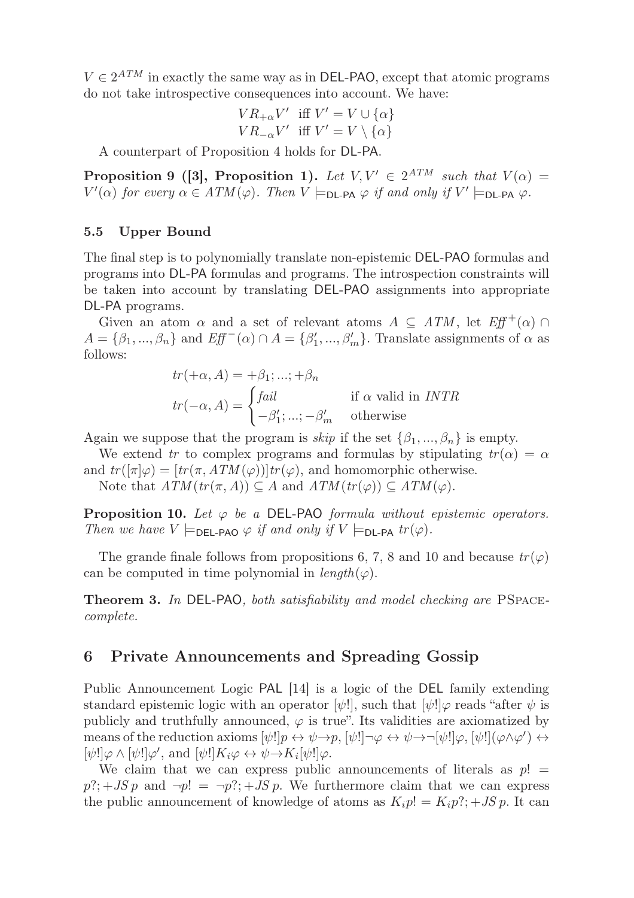$V \in 2^{ATM}$ in exactly the same way as in DEL-PAO, except that atomic programs do not take introspective consequences into account. We have:

$$V R_{+\alpha} V' \text{ iff } V' = V \cup \{\alpha\}$$
$$V R_{-\alpha} V' \text{ iff } V' = V \setminus \{\alpha\}$$

A counterpart of Proposition 4 holds for DL-PA.

**Proposition 9 ([3], Proposition 1).** *Let $V, V' \in 2^{ATM}$ such that $V(\alpha) = V'(\alpha)$ for every $\alpha \in ATM(\varphi)$. Then $V \models_{\text{DL-PA}} \varphi$ if and only if $V' \models_{\text{DL-PA}} \varphi$.*

### 5.5 Upper Bound

The final step is to polynomially translate non-epistemic DEL-PAO formulas and programs into DL-PA formulas and programs. The introspection constraints will be taken into account by translating DEL-PAO assignments into appropriate DL-PA programs.

Given an atom $\alpha$ and a set of relevant atoms $A \subseteq ATM$, let $\mathit{Eff}^+(\alpha) \cap A = \{\beta_1, ..., \beta_n\}$ and $\mathit{Eff}^-(\alpha) \cap A = \{\beta'_1, ..., \beta'_m\}$. Translate assignments of $\alpha$ as follows:

$$tr(+\alpha, A) = +\beta_1; ...; +\beta_n$$
$$tr(-\alpha, A) = \begin{cases} \mathit{fail} & \text{if } \alpha \text{ valid in } \mathit{INTR} \\ -\beta'_1; ...; -\beta'_m & \text{otherwise} \end{cases}$$

Again we suppose that the program is *skip* if the set $\{\beta_1, ..., \beta_n\}$ is empty.

We extend $tr$ to complex programs and formulas by stipulating $tr(\alpha) = \alpha$ and $tr([\pi]\varphi) = [tr(\pi, ATM(\varphi))]tr(\varphi)$, and homomorphic otherwise.

Note that $ATM(tr(\pi, A)) \subseteq A$ and $ATM(tr(\varphi)) \subseteq ATM(\varphi)$.

**Proposition 10.** *Let $\varphi$ be a DEL-PAO formula without epistemic operators. Then we have $V \models_{\text{DEL-PAO}} \varphi$ if and only if $V \models_{\text{DL-PA}} tr(\varphi)$.*

The grande finale follows from propositions 6, 7, 8 and 10 and because $tr(\varphi)$ can be computed in time polynomial in $length(\varphi)$.

**Theorem 3.** *In DEL-PAO, both satisfiability and model checking are PSPACE-complete.*

## 6 Private Announcements and Spreading Gossip

Public Announcement Logic PAL [14] is a logic of the DEL family extending standard epistemic logic with an operator $[\psi!]$, such that $[\psi!]\varphi$ reads "after $\psi$ is publicly and truthfully announced, $\varphi$ is true". Its validities are axiomatized by means of the reduction axioms $[\psi!]p \leftrightarrow \psi \rightarrow p$, $[\psi!]\neg\varphi \leftrightarrow \psi \rightarrow \neg[\psi!]\varphi$, $[\psi!](\varphi \wedge \varphi') \leftrightarrow [\psi!]\varphi \wedge [\psi!]\varphi'$, and $[\psi!]K_i\varphi \leftrightarrow \psi \rightarrow K_i[\psi!]\varphi$.

We claim that we can express public announcements of literals as $p! = p?; +JS\, p$ and $\neg p! = \neg p?; +JS\, p$. We furthermore claim that we can express the public announcement of knowledge of atoms as $K_i p! = K_i p?; +JS\, p$. It can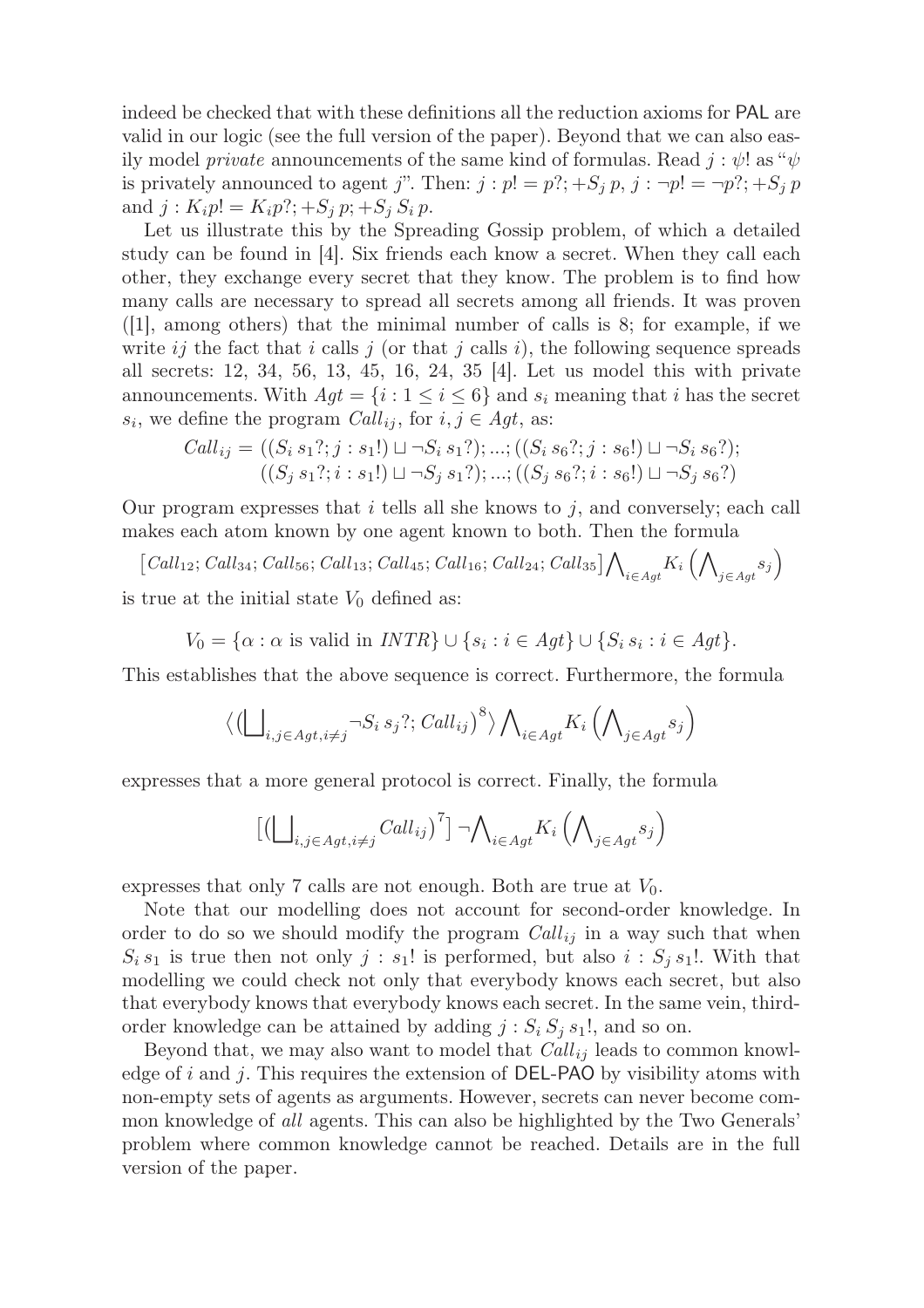indeed be checked that with these definitions all the reduction axioms for PAL are valid in our logic (see the full version of the paper). Beyond that we can also easily model *private* announcements of the same kind of formulas. Read $j : \psi!$ as "$\psi$ is privately announced to agent $j$". Then: $j : p! = p?; +S_j\, p$, $j : \neg p! = \neg p?; +S_j\, p$ and $j : K_i p! = K_i p?; +S_j\, p; +S_j\, S_i\, p$.

Let us illustrate this by the Spreading Gossip problem, of which a detailed study can be found in [4]. Six friends each know a secret. When they call each other, they exchange every secret that they know. The problem is to find how many calls are necessary to spread all secrets among all friends. It was proven ([1], among others) that the minimal number of calls is 8; for example, if we write $ij$ the fact that $i$ calls $j$ (or that $j$ calls $i$), the following sequence spreads all secrets: 12, 34, 56, 13, 45, 16, 24, 35 [4]. Let us model this with private announcements. With $Agt = \{i : 1 \leq i \leq 6\}$ and $s_i$ meaning that $i$ has the secret $s_i$, we define the program $Call_{ij}$, for $i, j \in Agt$, as:

$$
\begin{aligned}
Call_{ij} = {} & ((S_i\, s_1?; j : s_1!) \sqcup \neg S_i\, s_1?); ...; ((S_i\, s_6?; j : s_6!) \sqcup \neg S_i\, s_6?); \\
& ((S_j\, s_1?; i : s_1!) \sqcup \neg S_j\, s_1?); ...; ((S_j\, s_6?; i : s_6!) \sqcup \neg S_j\, s_6?)
\end{aligned}
$$

Our program expresses that $i$ tells all she knows to $j$, and conversely; each call makes each atom known by one agent known to both. Then the formula

$$
\left[Call_{12}; Call_{34}; Call_{56}; Call_{13}; Call_{45}; Call_{16}; Call_{24}; Call_{35}\right] \bigwedge_{i \in Agt} K_i \left( \bigwedge_{j \in Agt} s_j \right)
$$

is true at the initial state $V_0$ defined as:

$$
V_0 = \{\alpha : \alpha \text{ is valid in } INTR\} \cup \{s_i : i \in Agt\} \cup \{S_i\, s_i : i \in Agt\}.
$$

This establishes that the above sequence is correct. Furthermore, the formula

$$
\langle \big( \bigsqcup_{i,j \in Agt, i \neq j} \neg S_i\, s_j?; Call_{ij} \big)^8 \rangle \bigwedge_{i \in Agt} K_i \left( \bigwedge_{j \in Agt} s_j \right)
$$

expresses that a more general protocol is correct. Finally, the formula

$$
[\big( \bigsqcup_{i,j \in Agt, i \neq j} Call_{ij} \big)^7] \neg \bigwedge_{i \in Agt} K_i \left( \bigwedge_{j \in Agt} s_j \right)
$$

expresses that only 7 calls are not enough. Both are true at $V_0$.

Note that our modelling does not account for second-order knowledge. In order to do so we should modify the program $Call_{ij}$ in a way such that when $S_i\, s_1$ is true then not only $j : s_1!$ is performed, but also $i : S_j\, s_1!$. With that modelling we could check not only that everybody knows each secret, but also that everybody knows that everybody knows each secret. In the same vein, third-order knowledge can be attained by adding $j : S_i\, S_j\, s_1!$, and so on.

Beyond that, we may also want to model that $Call_{ij}$ leads to common knowledge of $i$ and $j$. This requires the extension of DEL-PAO by visibility atoms with non-empty sets of agents as arguments. However, secrets can never become common knowledge of *all* agents. This can also be highlighted by the Two Generals' problem where common knowledge cannot be reached. Details are in the full version of the paper.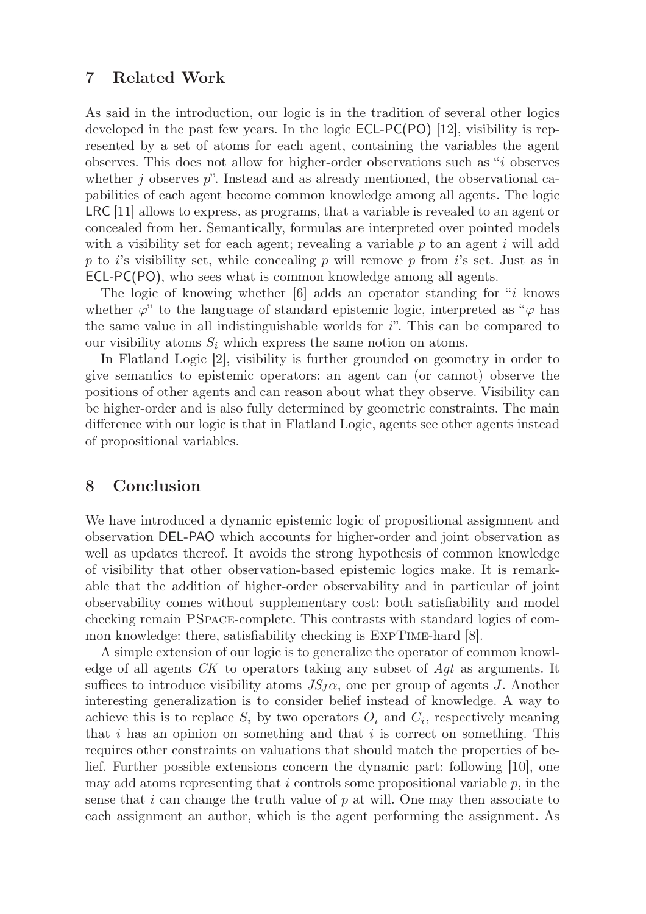## 7 Related Work

As said in the introduction, our logic is in the tradition of several other logics developed in the past few years. In the logic ECL-PC(PO) [12], visibility is represented by a set of atoms for each agent, containing the variables the agent observes. This does not allow for higher-order observations such as "$i$ observes whether $j$ observes $p$". Instead and as already mentioned, the observational capabilities of each agent become common knowledge among all agents. The logic LRC [11] allows to express, as programs, that a variable is revealed to an agent or concealed from her. Semantically, formulas are interpreted over pointed models with a visibility set for each agent; revealing a variable $p$ to an agent $i$ will add $p$ to $i$'s visibility set, while concealing $p$ will remove $p$ from $i$'s set. Just as in ECL-PC(PO), who sees what is common knowledge among all agents.

The logic of knowing whether [6] adds an operator standing for "$i$ knows whether $\varphi$" to the language of standard epistemic logic, interpreted as "$\varphi$ has the same value in all indistinguishable worlds for $i$". This can be compared to our visibility atoms $S_i$ which express the same notion on atoms.

In Flatland Logic [2], visibility is further grounded on geometry in order to give semantics to epistemic operators: an agent can (or cannot) observe the positions of other agents and can reason about what they observe. Visibility can be higher-order and is also fully determined by geometric constraints. The main difference with our logic is that in Flatland Logic, agents see other agents instead of propositional variables.

## 8 Conclusion

We have introduced a dynamic epistemic logic of propositional assignment and observation DEL-PAO which accounts for higher-order and joint observation as well as updates thereof. It avoids the strong hypothesis of common knowledge of visibility that other observation-based epistemic logics make. It is remarkable that the addition of higher-order observability and in particular of joint observability comes without supplementary cost: both satisfiability and model checking remain PSPACE-complete. This contrasts with standard logics of common knowledge: there, satisfiability checking is EXPTIME-hard [8].

A simple extension of our logic is to generalize the operator of common knowledge of all agents $CK$ to operators taking any subset of $Agt$ as arguments. It suffices to introduce visibility atoms $JS_J\alpha$, one per group of agents $J$. Another interesting generalization is to consider belief instead of knowledge. A way to achieve this is to replace $S_i$ by two operators $O_i$ and $C_i$, respectively meaning that $i$ has an opinion on something and that $i$ is correct on something. This requires other constraints on valuations that should match the properties of belief. Further possible extensions concern the dynamic part: following [10], one may add atoms representing that $i$ controls some propositional variable $p$, in the sense that $i$ can change the truth value of $p$ at will. One may then associate to each assignment an author, which is the agent performing the assignment. As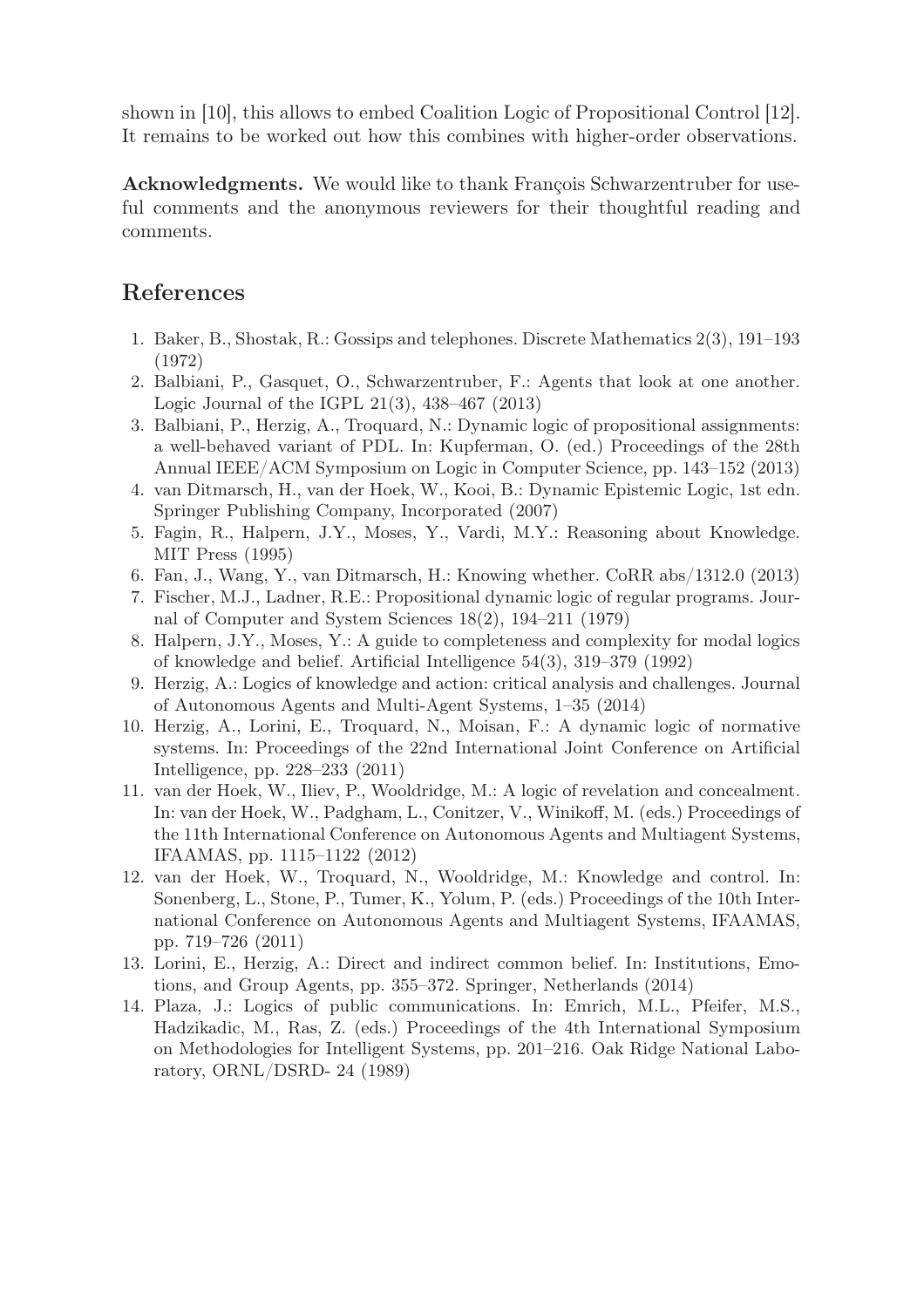shown in [10], this allows to embed Coalition Logic of Propositional Control [12]. It remains to be worked out how this combines with higher-order observations.

**Acknowledgments.** We would like to thank François Schwarzentruber for useful comments and the anonymous reviewers for their thoughtful reading and comments.

## References

1. Baker, B., Shostak, R.: Gossips and telephones. Discrete Mathematics 2(3), 191–193 (1972)
2. Balbiani, P., Gasquet, O., Schwarzentruber, F.: Agents that look at one another. Logic Journal of the IGPL 21(3), 438–467 (2013)
3. Balbiani, P., Herzig, A., Troquard, N.: Dynamic logic of propositional assignments: a well-behaved variant of PDL. In: Kupferman, O. (ed.) Proceedings of the 28th Annual IEEE/ACM Symposium on Logic in Computer Science, pp. 143–152 (2013)
4. van Ditmarsch, H., van der Hoek, W., Kooi, B.: Dynamic Epistemic Logic, 1st edn. Springer Publishing Company, Incorporated (2007)
5. Fagin, R., Halpern, J.Y., Moses, Y., Vardi, M.Y.: Reasoning about Knowledge. MIT Press (1995)
6. Fan, J., Wang, Y., van Ditmarsch, H.: Knowing whether. CoRR abs/1312.0 (2013)
7. Fischer, M.J., Ladner, R.E.: Propositional dynamic logic of regular programs. Journal of Computer and System Sciences 18(2), 194–211 (1979)
8. Halpern, J.Y., Moses, Y.: A guide to completeness and complexity for modal logics of knowledge and belief. Artificial Intelligence 54(3), 319–379 (1992)
9. Herzig, A.: Logics of knowledge and action: critical analysis and challenges. Journal of Autonomous Agents and Multi-Agent Systems, 1–35 (2014)
10. Herzig, A., Lorini, E., Troquard, N., Moisan, F.: A dynamic logic of normative systems. In: Proceedings of the 22nd International Joint Conference on Artificial Intelligence, pp. 228–233 (2011)
11. van der Hoek, W., Iliev, P., Wooldridge, M.: A logic of revelation and concealment. In: van der Hoek, W., Padgham, L., Conitzer, V., Winikoff, M. (eds.) Proceedings of the 11th International Conference on Autonomous Agents and Multiagent Systems, IFAAMAS, pp. 1115–1122 (2012)
12. van der Hoek, W., Troquard, N., Wooldridge, M.: Knowledge and control. In: Sonenberg, L., Stone, P., Tumer, K., Yolum, P. (eds.) Proceedings of the 10th International Conference on Autonomous Agents and Multiagent Systems, IFAAMAS, pp. 719–726 (2011)
13. Lorini, E., Herzig, A.: Direct and indirect common belief. In: Institutions, Emotions, and Group Agents, pp. 355–372. Springer, Netherlands (2014)
14. Plaza, J.: Logics of public communications. In: Emrich, M.L., Pfeifer, M.S., Hadzikadic, M., Ras, Z. (eds.) Proceedings of the 4th International Symposium on Methodologies for Intelligent Systems, pp. 201–216. Oak Ridge National Laboratory, ORNL/DSRD- 24 (1989)